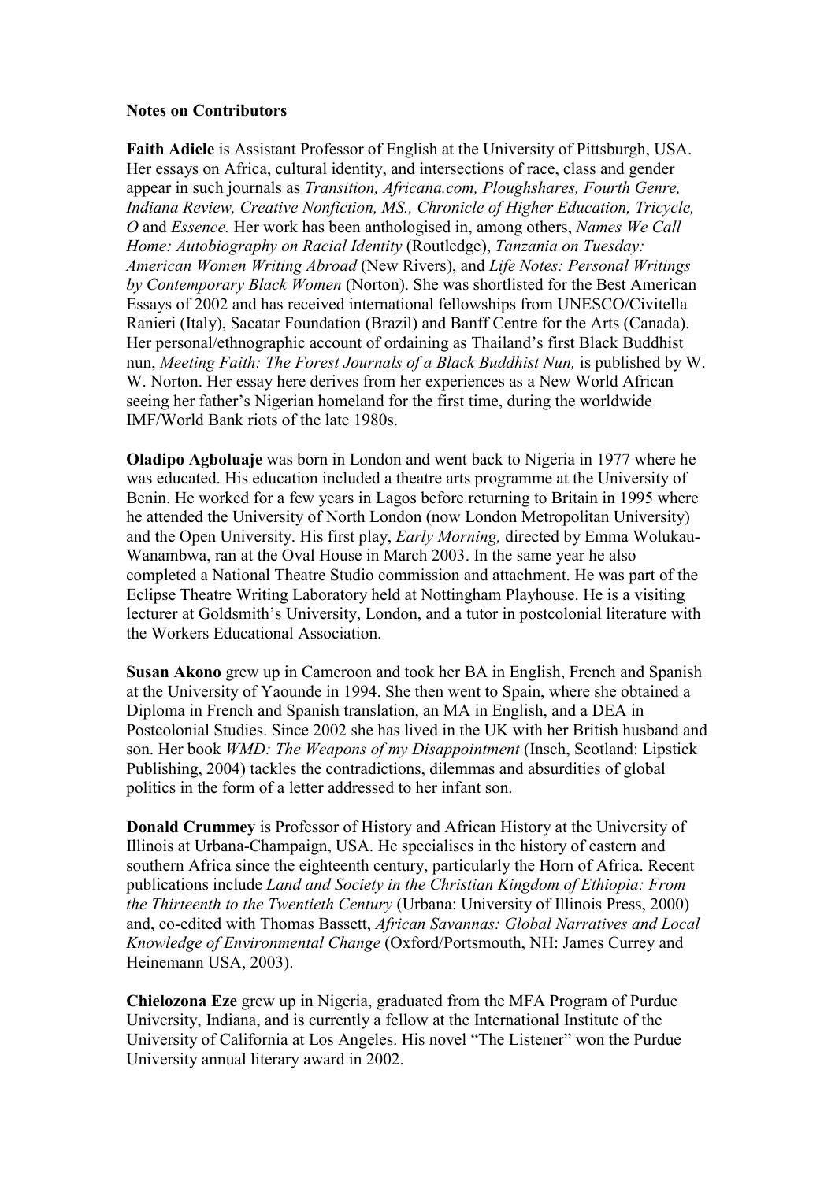**Notes on Contributors**

**Faith Adiele** is Assistant Professor of English at the University of Pittsburgh, USA. Her essays on Africa, cultural identity, and intersections of race, class and gender appear in such journals as *Transition, Africana.com, Ploughshares, Fourth Genre, Indiana Review, Creative Nonfiction, MS., Chronicle of Higher Education, Tricycle, O* and *Essence.* Her work has been anthologised in, among others, *Names We Call Home: Autobiography on Racial Identity* (Routledge), *Tanzania on Tuesday: American Women Writing Abroad* (New Rivers), and *Life Notes: Personal Writings by Contemporary Black Women* (Norton). She was shortlisted for the Best American Essays of 2002 and has received international fellowships from UNESCO/Civitella Ranieri (Italy), Sacatar Foundation (Brazil) and Banff Centre for the Arts (Canada). Her personal/ethnographic account of ordaining as Thailand's first Black Buddhist nun, *Meeting Faith: The Forest Journals of a Black Buddhist Nun,* is published by W. W. Norton. Her essay here derives from her experiences as a New World African seeing her father's Nigerian homeland for the first time, during the worldwide IMF/World Bank riots of the late 1980s.

**Oladipo Agboluaje** was born in London and went back to Nigeria in 1977 where he was educated. His education included a theatre arts programme at the University of Benin. He worked for a few years in Lagos before returning to Britain in 1995 where he attended the University of North London (now London Metropolitan University) and the Open University. His first play, *Early Morning,* directed by Emma Wolukau-Wanambwa, ran at the Oval House in March 2003. In the same year he also completed a National Theatre Studio commission and attachment. He was part of the Eclipse Theatre Writing Laboratory held at Nottingham Playhouse. He is a visiting lecturer at Goldsmith's University, London, and a tutor in postcolonial literature with the Workers Educational Association.

**Susan Akono** grew up in Cameroon and took her BA in English, French and Spanish at the University of Yaounde in 1994. She then went to Spain, where she obtained a Diploma in French and Spanish translation, an MA in English, and a DEA in Postcolonial Studies. Since 2002 she has lived in the UK with her British husband and son. Her book *WMD: The Weapons of my Disappointment* (Insch, Scotland: Lipstick Publishing, 2004) tackles the contradictions, dilemmas and absurdities of global politics in the form of a letter addressed to her infant son.

**Donald Crummey** is Professor of History and African History at the University of Illinois at Urbana-Champaign, USA. He specialises in the history of eastern and southern Africa since the eighteenth century, particularly the Horn of Africa. Recent publications include *Land and Society in the Christian Kingdom of Ethiopia: From the Thirteenth to the Twentieth Century* (Urbana: University of Illinois Press, 2000) and, co-edited with Thomas Bassett, *African Savannas: Global Narratives and Local Knowledge of Environmental Change* (Oxford/Portsmouth, NH: James Currey and Heinemann USA, 2003).

**Chielozona Eze** grew up in Nigeria, graduated from the MFA Program of Purdue University, Indiana, and is currently a fellow at the International Institute of the University of California at Los Angeles. His novel "The Listener" won the Purdue University annual literary award in 2002.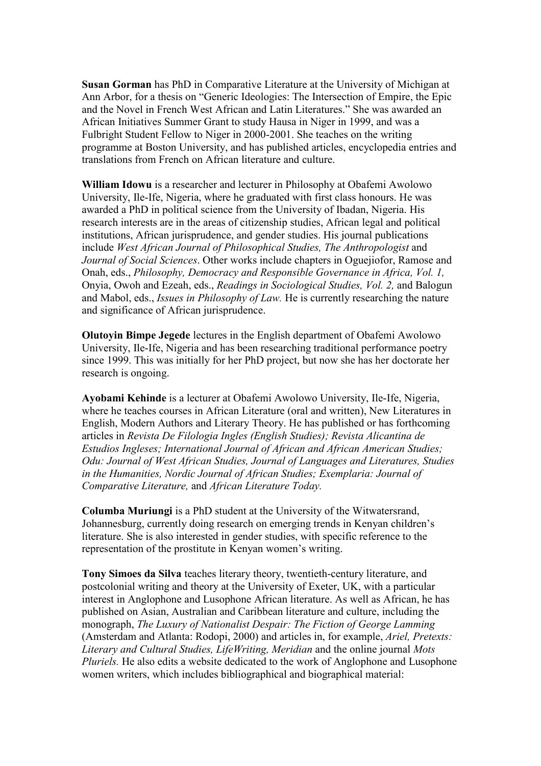**Susan Gorman** has PhD in Comparative Literature at the University of Michigan at Ann Arbor, for a thesis on "Generic Ideologies: The Intersection of Empire, the Epic and the Novel in French West African and Latin Literatures." She was awarded an African Initiatives Summer Grant to study Hausa in Niger in 1999, and was a Fulbright Student Fellow to Niger in 2000-2001. She teaches on the writing programme at Boston University, and has published articles, encyclopedia entries and translations from French on African literature and culture.

**William Idowu** is a researcher and lecturer in Philosophy at Obafemi Awolowo University, Ile-Ife, Nigeria, where he graduated with first class honours. He was awarded a PhD in political science from the University of Ibadan, Nigeria. His research interests are in the areas of citizenship studies, African legal and political institutions, African jurisprudence, and gender studies. His journal publications include *West African Journal of Philosophical Studies, The Anthropologist* and *Journal of Social Sciences*. Other works include chapters in Oguejiofor, Ramose and Onah, eds., *Philosophy, Democracy and Responsible Governance in Africa, Vol. 1,* Onyia, Owoh and Ezeah, eds., *Readings in Sociological Studies, Vol. 2,* and Balogun and Mabol, eds., *Issues in Philosophy of Law.* He is currently researching the nature and significance of African jurisprudence.

**Olutoyin Bimpe Jegede** lectures in the English department of Obafemi Awolowo University, Ile-Ife, Nigeria and has been researching traditional performance poetry since 1999. This was initially for her PhD project, but now she has her doctorate her research is ongoing.

**Ayobami Kehinde** is a lecturer at Obafemi Awolowo University, Ile-Ife, Nigeria, where he teaches courses in African Literature (oral and written), New Literatures in English, Modern Authors and Literary Theory. He has published or has forthcoming articles in *Revista De Filologia Ingles (English Studies); Revista Alicantina de Estudios Ingleses; International Journal of African and African American Studies; Odu: Journal of West African Studies, Journal of Languages and Literatures, Studies in the Humanities, Nordic Journal of African Studies; Exemplaria: Journal of Comparative Literature,* and *African Literature Today.*

**Columba Muriungi** is a PhD student at the University of the Witwatersrand, Johannesburg, currently doing research on emerging trends in Kenyan children's literature. She is also interested in gender studies, with specific reference to the representation of the prostitute in Kenyan women's writing.

**Tony Simoes da Silva** teaches literary theory, twentieth-century literature, and postcolonial writing and theory at the University of Exeter, UK, with a particular interest in Anglophone and Lusophone African literature. As well as African, he has published on Asian, Australian and Caribbean literature and culture, including the monograph, *The Luxury of Nationalist Despair: The Fiction of George Lamming* (Amsterdam and Atlanta: Rodopi, 2000) and articles in, for example, *Ariel, Pretexts: Literary and Cultural Studies, LifeWriting, Meridian* and the online journal *Mots Pluriels.* He also edits a website dedicated to the work of Anglophone and Lusophone women writers, which includes bibliographical and biographical material: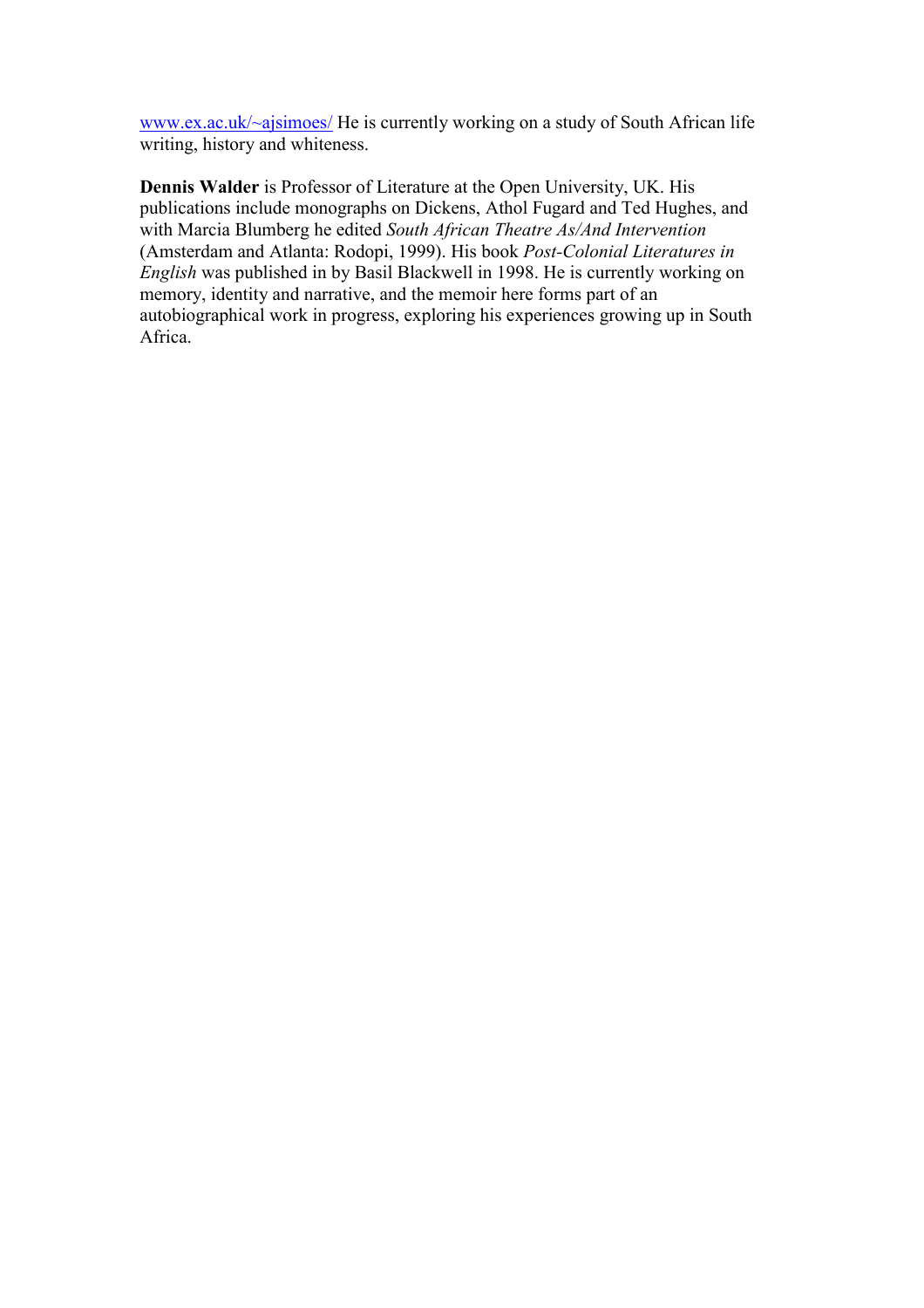www.ex.ac.uk/~ajsimoes/ He is currently working on a study of South African life writing, history and whiteness.

**Dennis Walder** is Professor of Literature at the Open University, UK. His publications include monographs on Dickens, Athol Fugard and Ted Hughes, and with Marcia Blumberg he edited *South African Theatre As/And Intervention* (Amsterdam and Atlanta: Rodopi, 1999). His book *Post-Colonial Literatures in English* was published in by Basil Blackwell in 1998. He is currently working on memory, identity and narrative, and the memoir here forms part of an autobiographical work in progress, exploring his experiences growing up in South Africa.